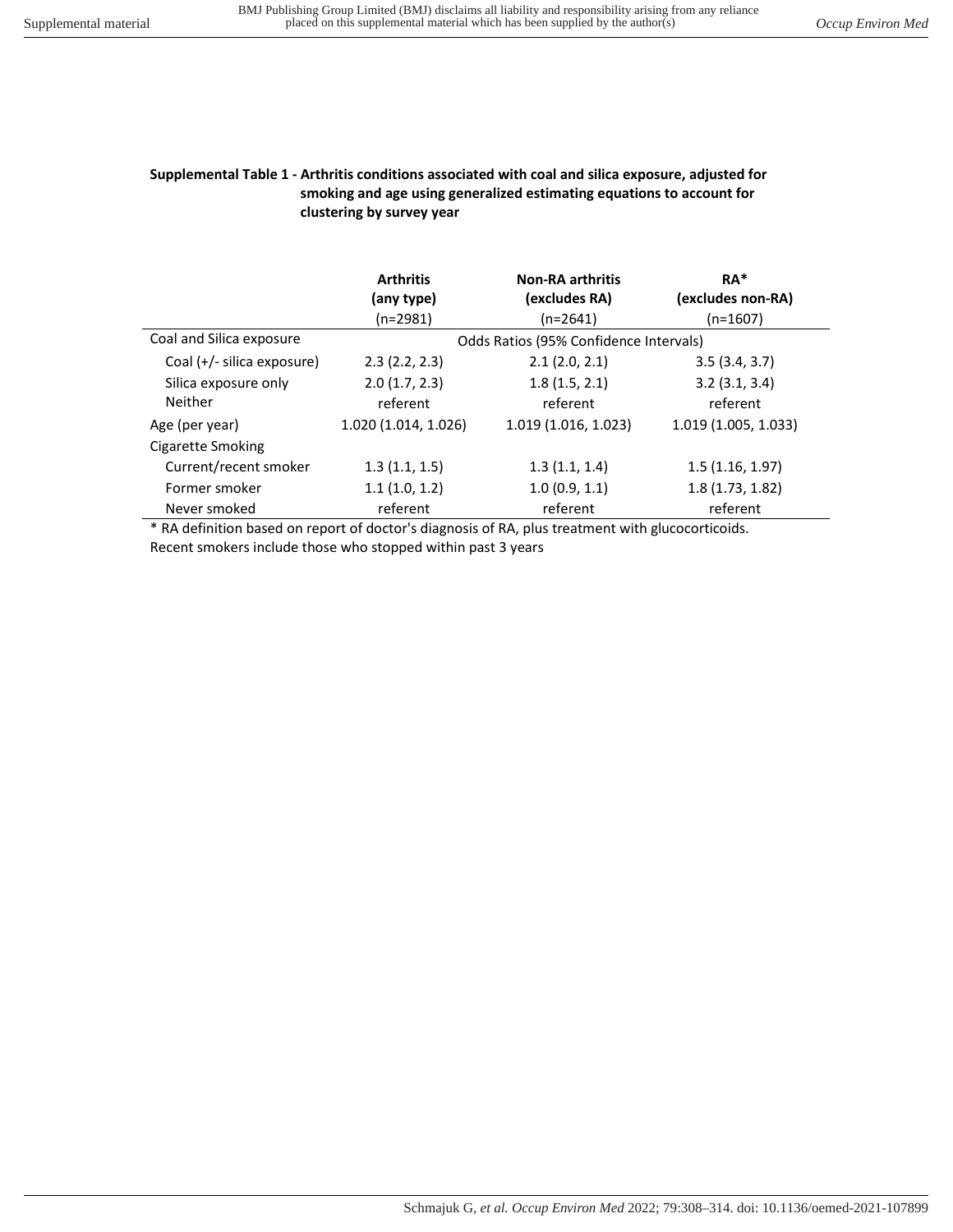**Supplemental Table 1 - Arthritis conditions associated with coal and silica exposure, adjusted for smoking and age using generalized estimating equations to account for clustering by survey year**

| | **Arthritis (any type)** (n=2981) | **Non-RA arthritis (excludes RA)** (n=2641) | **RA* (excludes non-RA)** (n=1607) |
|---|---|---|---|
| Coal and Silica exposure | | Odds Ratios (95% Confidence Intervals) | |
| Coal (+/- silica exposure) | 2.3 (2.2, 2.3) | 2.1 (2.0, 2.1) | 3.5 (3.4, 3.7) |
| Silica exposure only | 2.0 (1.7, 2.3) | 1.8 (1.5, 2.1) | 3.2 (3.1, 3.4) |
| Neither | referent | referent | referent |
| Age (per year) | 1.020 (1.014, 1.026) | 1.019 (1.016, 1.023) | 1.019 (1.005, 1.033) |
| Cigarette Smoking | | | |
| Current/recent smoker | 1.3 (1.1, 1.5) | 1.3 (1.1, 1.4) | 1.5 (1.16, 1.97) |
| Former smoker | 1.1 (1.0, 1.2) | 1.0 (0.9, 1.1) | 1.8 (1.73, 1.82) |
| Never smoked | referent | referent | referent |

* RA definition based on report of doctor's diagnosis of RA, plus treatment with glucocorticoids.
Recent smokers include those who stopped within past 3 years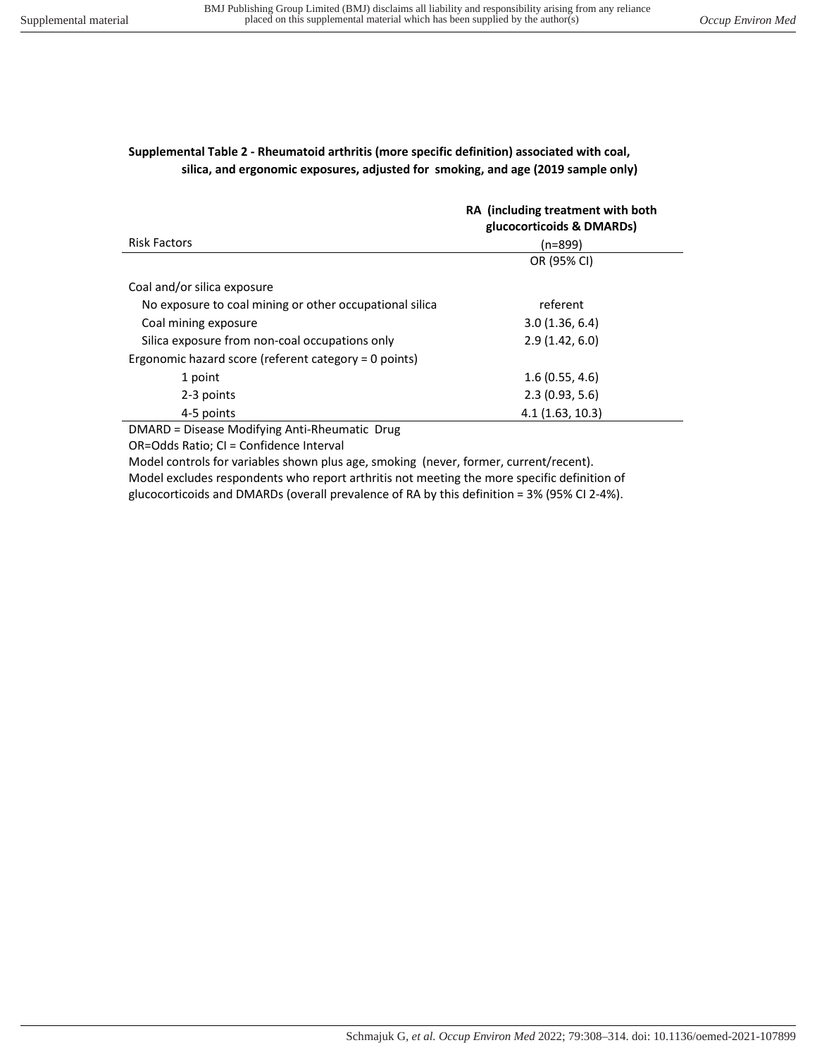**Supplemental Table 2 - Rheumatoid arthritis (more specific definition) associated with coal, silica, and ergonomic exposures, adjusted for smoking, and age (2019 sample only)**

| Risk Factors | RA (including treatment with both glucocorticoids & DMARDs) (n=899) |
|---|---|
| | OR (95% CI) |
| Coal and/or silica exposure | |
| No exposure to coal mining or other occupational silica | referent |
| Coal mining exposure | 3.0 (1.36, 6.4) |
| Silica exposure from non-coal occupations only | 2.9 (1.42, 6.0) |
| Ergonomic hazard score (referent category = 0 points) | |
| 1 point | 1.6 (0.55, 4.6) |
| 2-3 points | 2.3 (0.93, 5.6) |
| 4-5 points | 4.1 (1.63, 10.3) |

DMARD = Disease Modifying Anti-Rheumatic Drug

OR=Odds Ratio; CI = Confidence Interval

Model controls for variables shown plus age, smoking (never, former, current/recent).

Model excludes respondents who report arthritis not meeting the more specific definition of glucocorticoids and DMARDs (overall prevalence of RA by this definition = 3% (95% CI 2-4%).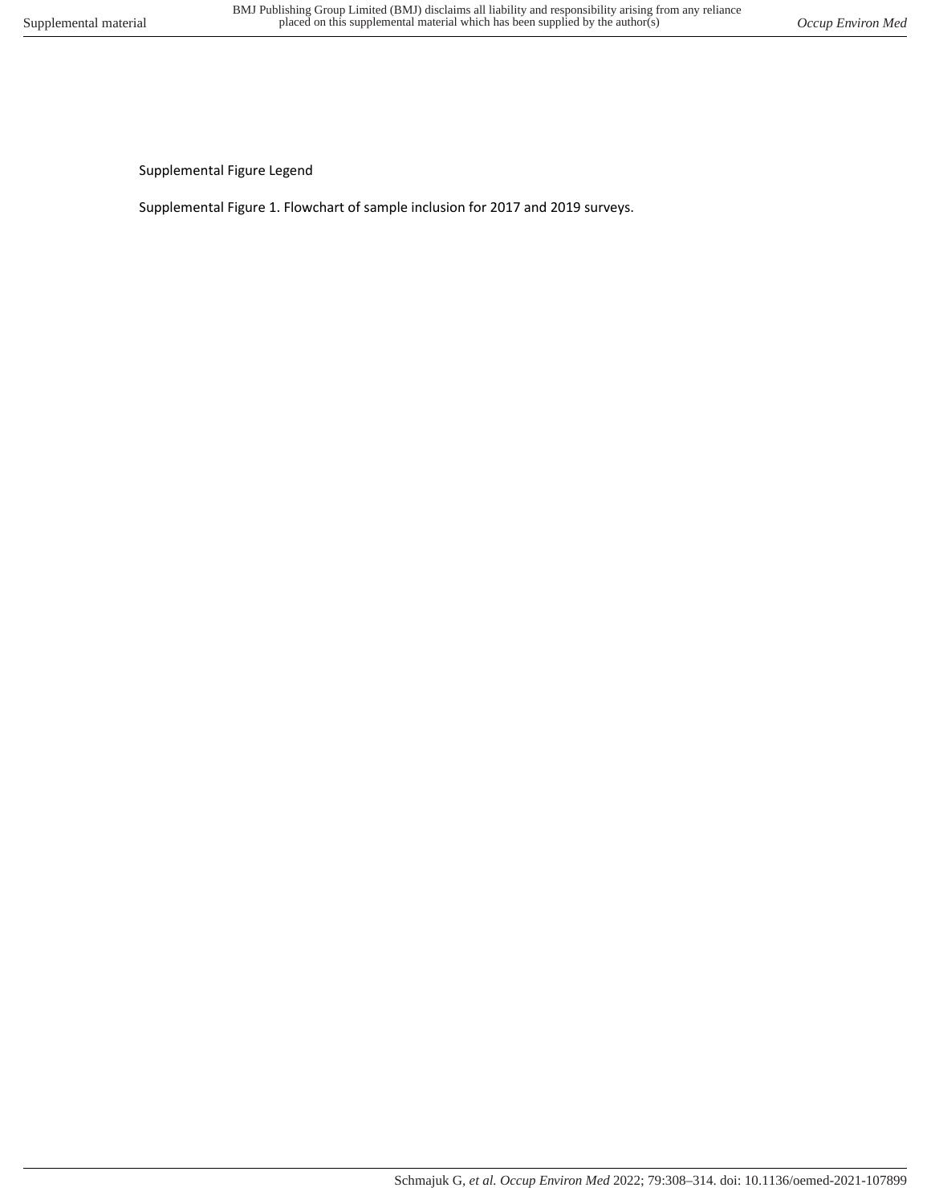Supplemental Figure Legend

Supplemental Figure 1. Flowchart of sample inclusion for 2017 and 2019 surveys.